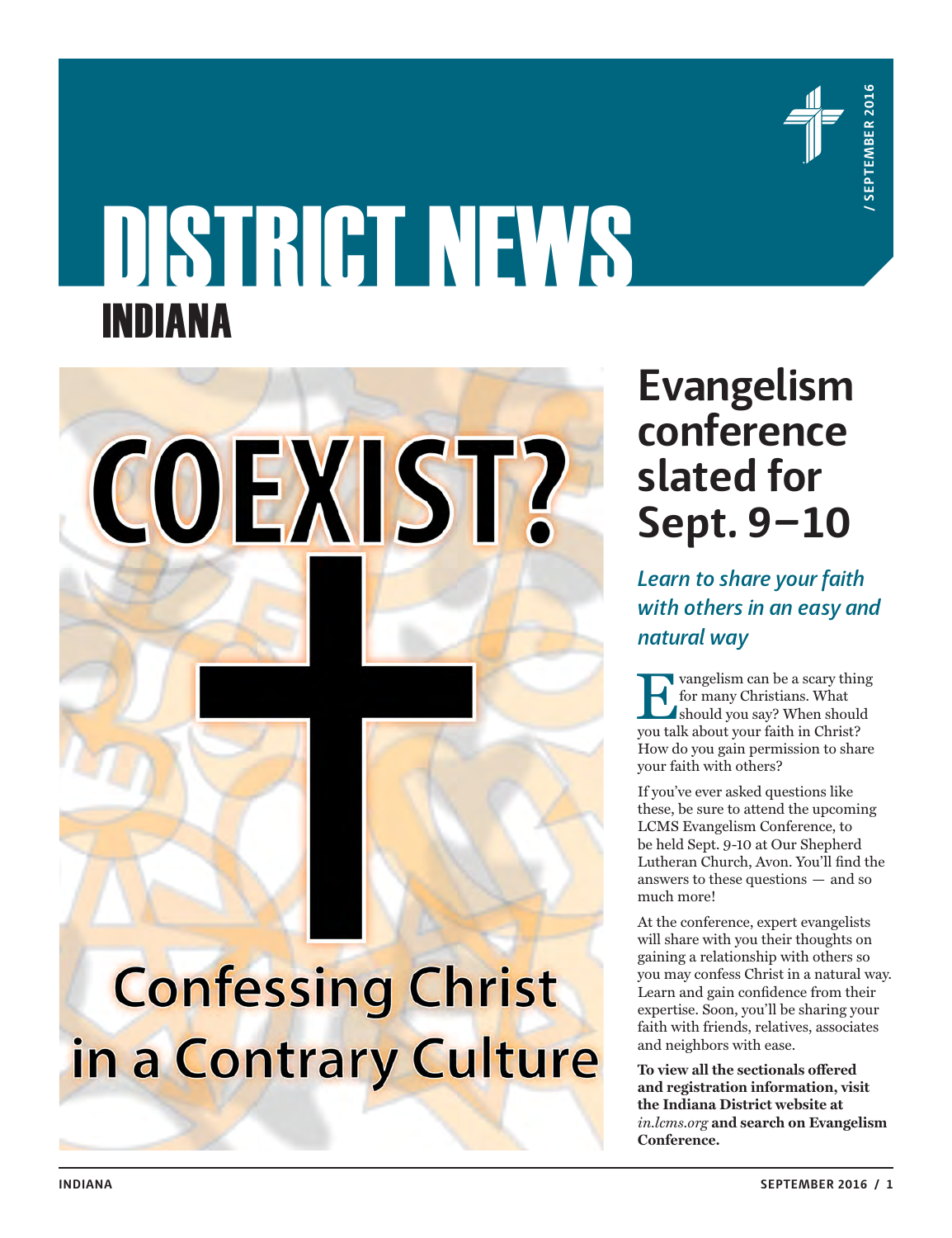# DISTRICT NEWS INDIANA

COEXIST?

Confessing Christ in a Contrary Culture

## Evangelism conference slated for Sept. 9–10

*Learn to share your faith with others in an easy and natural way*

Evangelism can be a scary thing for many Christians. What should you say? When should you talk about your faith in Christ? How do you gain permission to share your faith with others?

If you've ever asked questions like these, be sure to attend the upcoming LCMS Evangelism Conference, to be held Sept. 9-10 at Our Shepherd Lutheran Church, Avon. You'll find the answers to these questions — and so much more!

At the conference, expert evangelists will share with you their thoughts on gaining a relationship with others so you may confess Christ in a natural way. Learn and gain confidence from their expertise. Soon, you'll be sharing your faith with friends, relatives, associates and neighbors with ease.

**To view all the sectionals offered and registration information, visit the Indiana District website at** *in.lcms.org* **and search on Evangelism Conference.**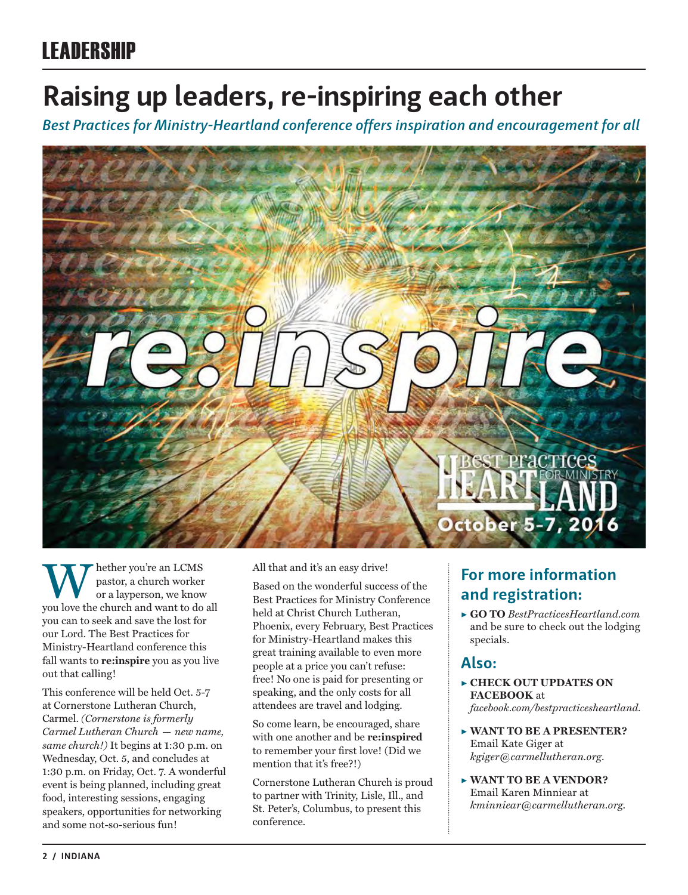# LEADERSHIP

# Raising up leaders, re-inspiring each other

*Best Practices for Ministry-Heartland conference offers inspiration and encouragement for all*

Whether you're an LCMS pastor, a church worker or a layperson, we know you love the church and want to do all you can to seek and save the lost for our Lord. The Best Practices for Ministry-Heartland conference this fall wants to **re:inspire** you as you live out that calling!

This conference will be held Oct. 5-7 at Cornerstone Lutheran Church, Carmel. *(Cornerstone is formerly Carmel Lutheran Church — new name, same church!)* It begins at 1:30 p.m. on Wednesday, Oct. 5, and concludes at 1:30 p.m. on Friday, Oct. 7. A wonderful event is being planned, including great food, interesting sessions, engaging speakers, opportunities for networking and some not-so-serious fun!

All that and it's an easy drive!

Based on the wonderful success of the Best Practices for Ministry Conference held at Christ Church Lutheran, Phoenix, every February, Best Practices for Ministry-Heartland makes this great training available to even more people at a price you can't refuse: free! No one is paid for presenting or speaking, and the only costs for all attendees are travel and lodging.

So come learn, be encouraged, share with one another and be **re:inspired** to remember your first love! (Did we mention that it's free?!)

Cornerstone Lutheran Church is proud to partner with Trinity, Lisle, Ill., and St. Peter's, Columbus, to present this conference.

## For more information and registration:

- **GO TO** *BestPracticesHeartland.com* and be sure to check out the lodging specials.

## Also:

- **CHECK OUT UPDATES ON FACEBOOK** at *facebook.com/bestpracticesheartland.*
- **WANT TO BE A PRESENTER?** Email Kate Giger at *kgiger@carmellutheran.org.*
- **WANT TO BE A VENDOR?** Email Karen Minniear at *kminniear@carmellutheran.org.*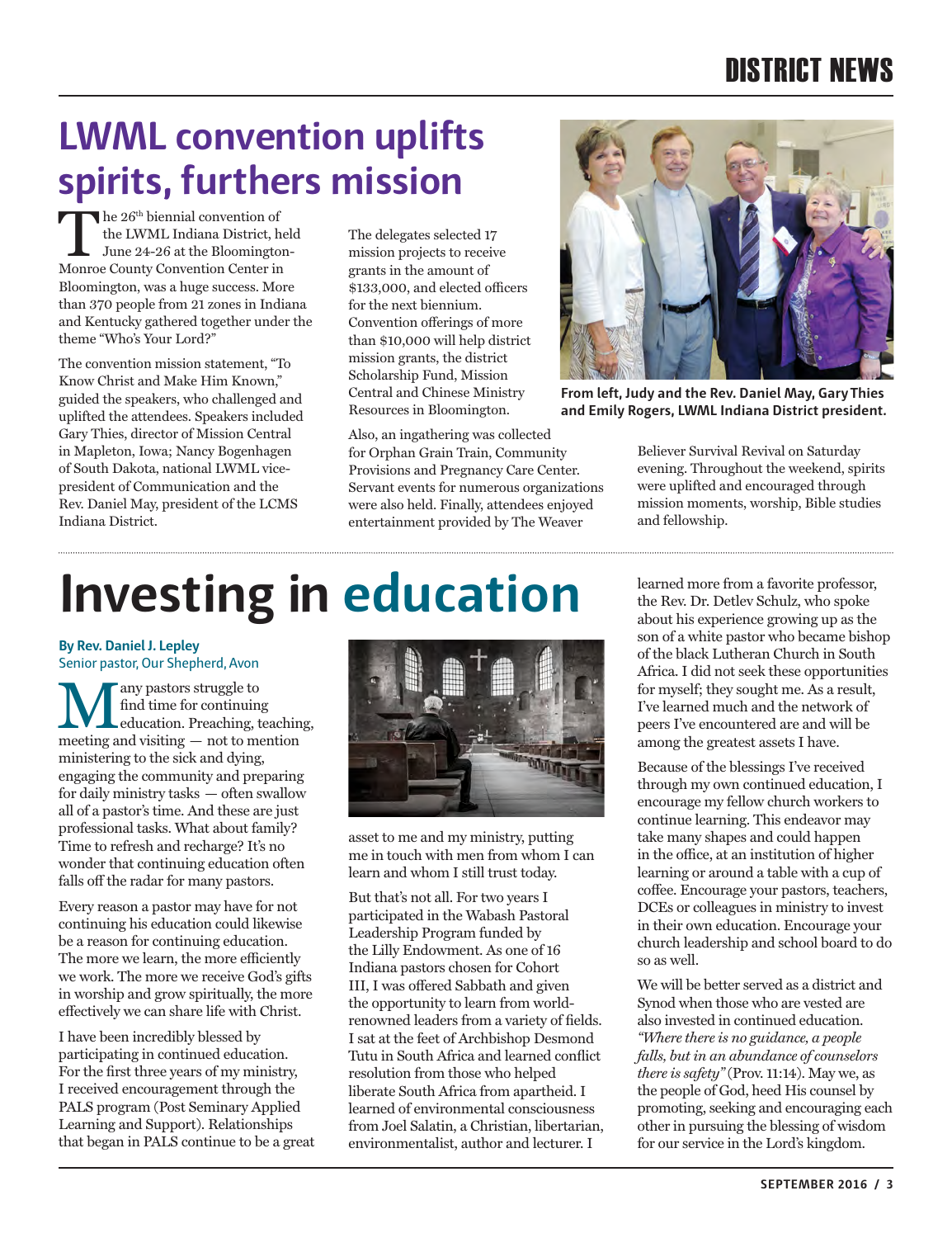# LWML convention uplifts spirits, furthers mission

The 26th biennial convention of the LWML Indiana District, held June 24-26 at the Bloomington-Monroe County Convention Center in Bloomington, was a huge success. More than 370 people from 21 zones in Indiana and Kentucky gathered together under the theme "Who's Your Lord?"

The convention mission statement, "To Know Christ and Make Him Known," guided the speakers, who challenged and uplifted the attendees. Speakers included Gary Thies, director of Mission Central in Mapleton, Iowa; Nancy Bogenhagen of South Dakota, national LWML vice-president of Communication and the Rev. Daniel May, president of the LCMS Indiana District.

The delegates selected 17 mission projects to receive grants in the amount of $133,000, and elected officers for the next biennium. Convention offerings of more than $10,000 will help district mission grants, the district Scholarship Fund, Mission Central and Chinese Ministry Resources in Bloomington.

Also, an ingathering was collected for Orphan Grain Train, Community Provisions and Pregnancy Care Center. Servant events for numerous organizations were also held. Finally, attendees enjoyed entertainment provided by The Weaver Believer Survival Revival on Saturday evening. Throughout the weekend, spirits were uplifted and encouraged through mission moments, worship, Bible studies and fellowship.

**From left, Judy and the Rev. Daniel May, Gary Thies and Emily Rogers, LWML Indiana District president.**

# Investing in education

**By Rev. Daniel J. Lepley**
Senior pastor, Our Shepherd, Avon

Many pastors struggle to find time for continuing education. Preaching, teaching, meeting and visiting — not to mention ministering to the sick and dying, engaging the community and preparing for daily ministry tasks — often swallow all of a pastor's time. And these are just professional tasks. What about family? Time to refresh and recharge? It's no wonder that continuing education often falls off the radar for many pastors.

Every reason a pastor may have for not continuing his education could likewise be a reason for continuing education. The more we learn, the more efficiently we work. The more we receive God's gifts in worship and grow spiritually, the more effectively we can share life with Christ.

I have been incredibly blessed by participating in continued education. For the first three years of my ministry, I received encouragement through the PALS program (Post Seminary Applied Learning and Support). Relationships that began in PALS continue to be a great asset to me and my ministry, putting me in touch with men from whom I can learn and whom I still trust today.

But that's not all. For two years I participated in the Wabash Pastoral Leadership Program funded by the Lilly Endowment. As one of 16 Indiana pastors chosen for Cohort III, I was offered Sabbath and given the opportunity to learn from world-renowned leaders from a variety of fields. I sat at the feet of Archbishop Desmond Tutu in South Africa and learned conflict resolution from those who helped liberate South Africa from apartheid. I learned of environmental consciousness from Joel Salatin, a Christian, libertarian, environmentalist, author and lecturer. I learned more from a favorite professor, the Rev. Dr. Detlev Schulz, who spoke about his experience growing up as the son of a white pastor who became bishop of the black Lutheran Church in South Africa. I did not seek these opportunities for myself; they sought me. As a result, I've learned much and the network of peers I've encountered are and will be among the greatest assets I have.

Because of the blessings I've received through my own continued education, I encourage my fellow church workers to continue learning. This endeavor may take many shapes and could happen in the office, at an institution of higher learning or around a table with a cup of coffee. Encourage your pastors, teachers, DCEs or colleagues in ministry to invest in their own education. Encourage your church leadership and school board to do so as well.

We will be better served as a district and Synod when those who are vested are also invested in continued education. *"Where there is no guidance, a people falls, but in an abundance of counselors there is safety"* (Prov. 11:14). May we, as the people of God, heed His counsel by promoting, seeking and encouraging each other in pursuing the blessing of wisdom for our service in the Lord's kingdom.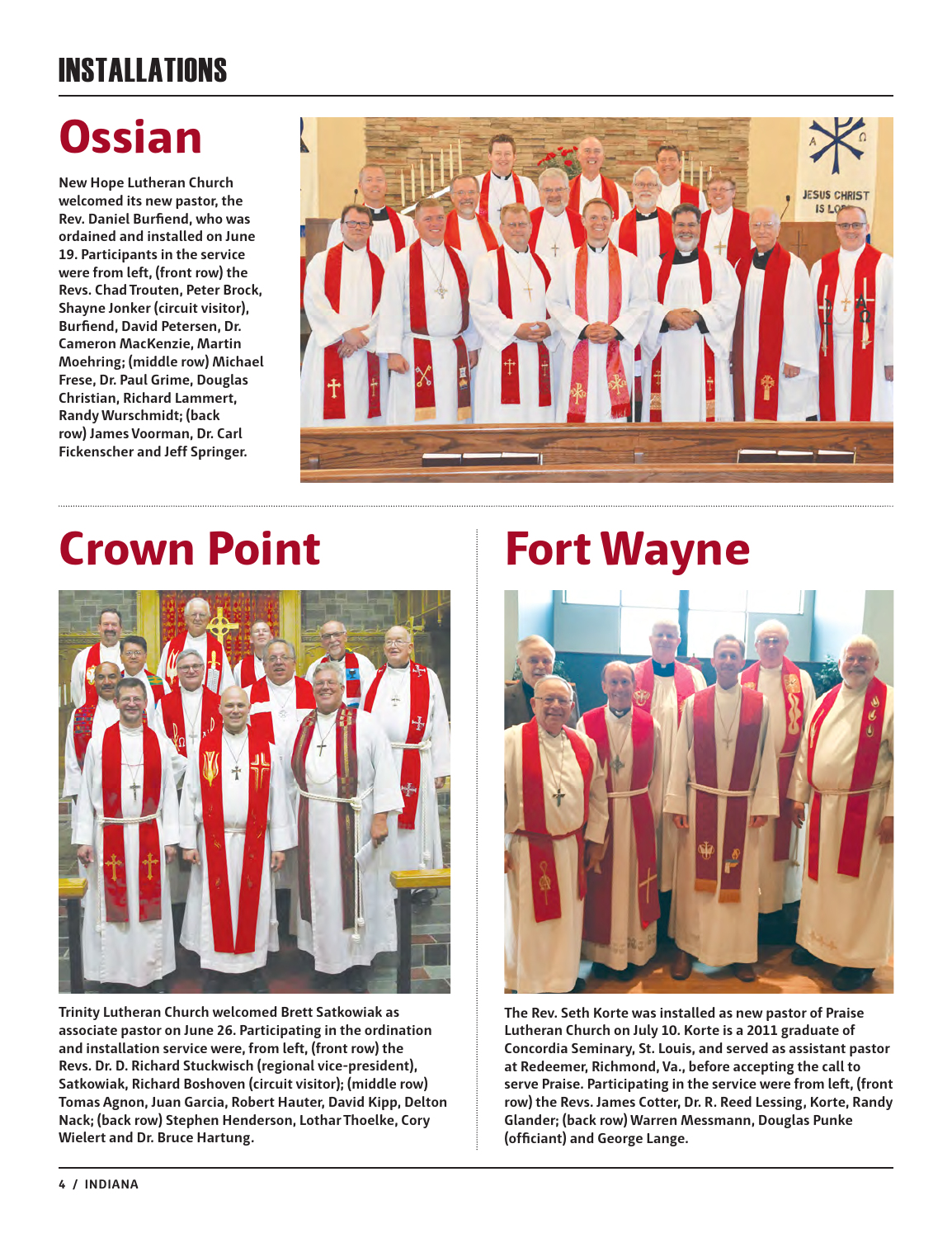# INSTALLATIONS

## Ossian

New Hope Lutheran Church welcomed its new pastor, the Rev. Daniel Burfiend, who was ordained and installed on June 19. Participants in the service were from left, (front row) the Revs. Chad Trouten, Peter Brock, Shayne Jonker (circuit visitor), Burfiend, David Petersen, Dr. Cameron MacKenzie, Martin Moehring; (middle row) Michael Frese, Dr. Paul Grime, Douglas Christian, Richard Lammert, Randy Wurschmidt; (back row) James Voorman, Dr. Carl Fickenscher and Jeff Springer.

## Crown Point

Trinity Lutheran Church welcomed Brett Satkowiak as associate pastor on June 26. Participating in the ordination and installation service were, from left, (front row) the Revs. Dr. D. Richard Stuckwisch (regional vice-president), Satkowiak, Richard Boshoven (circuit visitor); (middle row) Tomas Agnon, Juan Garcia, Robert Hauter, David Kipp, Delton Nack; (back row) Stephen Henderson, Lothar Thoelke, Cory Wielert and Dr. Bruce Hartung.

## Fort Wayne

The Rev. Seth Korte was installed as new pastor of Praise Lutheran Church on July 10. Korte is a 2011 graduate of Concordia Seminary, St. Louis, and served as assistant pastor at Redeemer, Richmond, Va., before accepting the call to serve Praise. Participating in the service were from left, (front row) the Revs. James Cotter, Dr. R. Reed Lessing, Korte, Randy Glander; (back row) Warren Messmann, Douglas Punke (officiant) and George Lange.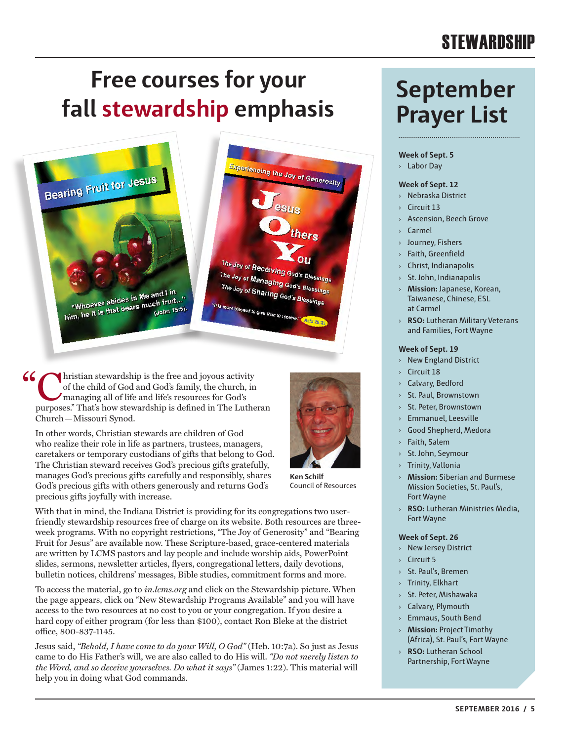# Free courses for your fall stewardship emphasis

"Christian stewardship is the free and joyous activity of the child of God and God's family, the church, in managing all of life and life's resources for God's purposes." That's how stewardship is defined in The Lutheran Church—Missouri Synod.

In other words, Christian stewards are children of God who realize their role in life as partners, trustees, managers, caretakers or temporary custodians of gifts that belong to God. The Christian steward receives God's precious gifts gratefully, manages God's precious gifts carefully and responsibly, shares God's precious gifts with others generously and returns God's precious gifts joyfully with increase.

**Ken Schilf**
Council of Resources

With that in mind, the Indiana District is providing for its congregations two user-friendly stewardship resources free of charge on its website. Both resources are three-week programs. With no copyright restrictions, "The Joy of Generosity" and "Bearing Fruit for Jesus" are available now. These Scripture-based, grace-centered materials are written by LCMS pastors and lay people and include worship aids, PowerPoint slides, sermons, newsletter articles, flyers, congregational letters, daily devotions, bulletin notices, childrens' messages, Bible studies, commitment forms and more.

To access the material, go to *in.lcms.org* and click on the Stewardship picture. When the page appears, click on "New Stewardship Programs Available" and you will have access to the two resources at no cost to you or your congregation. If you desire a hard copy of either program (for less than $100), contact Ron Bleke at the district office, 800-837-1145.

Jesus said, *"Behold, I have come to do your Will, O God"* (Heb. 10:7a). So just as Jesus came to do His Father's will, we are also called to do His will. *"Do not merely listen to the Word, and so deceive yourselves. Do what it says"* (James 1:22). This material will help you in doing what God commands.

## September Prayer List

**Week of Sept. 5**
- Labor Day

**Week of Sept. 12**
- Nebraska District
- Circuit 13
- Ascension, Beech Grove
- Carmel
- Journey, Fishers
- Faith, Greenfield
- Christ, Indianapolis
- St. John, Indianapolis
- **Mission:** Japanese, Korean, Taiwanese, Chinese, ESL at Carmel
- **RSO:** Lutheran Military Veterans and Families, Fort Wayne

**Week of Sept. 19**
- New England District
- Circuit 18
- Calvary, Bedford
- St. Paul, Brownstown
- St. Peter, Brownstown
- Emmanuel, Leesville
- Good Shepherd, Medora
- Faith, Salem
- St. John, Seymour
- Trinity, Vallonia
- **Mission:** Siberian and Burmese Mission Societies, St. Paul's, Fort Wayne
- **RSO:** Lutheran Ministries Media, Fort Wayne

**Week of Sept. 26**
- New Jersey District
- Circuit 5
- St. Paul's, Bremen
- Trinity, Elkhart
- St. Peter, Mishawaka
- Calvary, Plymouth
- Emmaus, South Bend
- **Mission:** Project Timothy (Africa), St. Paul's, Fort Wayne
- **RSO:** Lutheran School Partnership, Fort Wayne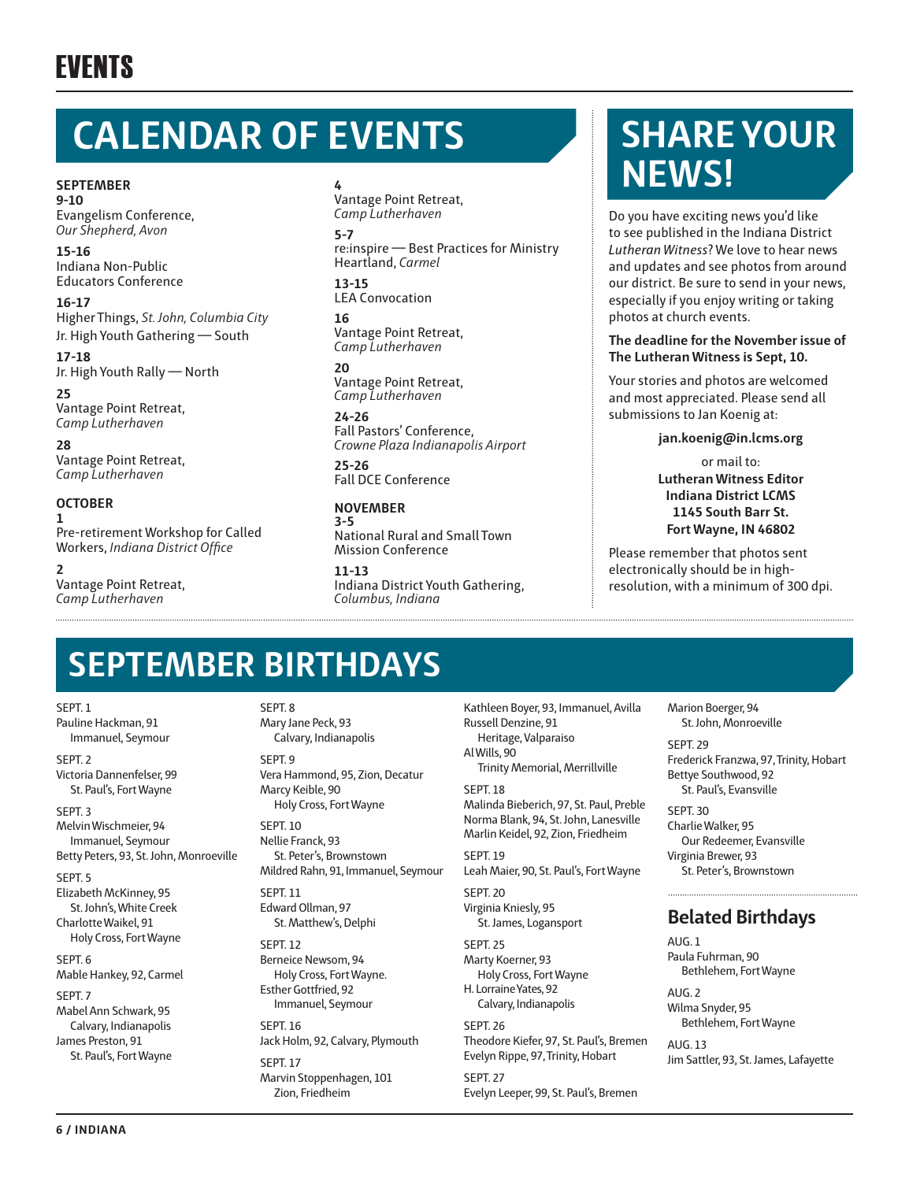# EVENTS

## CALENDAR OF EVENTS

**SEPTEMBER**

**9-10**
Evangelism Conference, *Our Shepherd, Avon*

**15-16**
Indiana Non-Public Educators Conference

**16-17**
Higher Things, *St. John, Columbia City*
Jr. High Youth Gathering — South

**17-18**
Jr. High Youth Rally — North

**25**
Vantage Point Retreat, *Camp Lutherhaven*

**28**
Vantage Point Retreat, *Camp Lutherhaven*

**OCTOBER**

**1**
Pre-retirement Workshop for Called Workers, *Indiana District Office*

**2**
Vantage Point Retreat, *Camp Lutherhaven*

**4**
Vantage Point Retreat, *Camp Lutherhaven*

**5-7**
re:inspire — Best Practices for Ministry Heartland, *Carmel*

**13-15**
LEA Convocation

**16**
Vantage Point Retreat, *Camp Lutherhaven*

**20**
Vantage Point Retreat, *Camp Lutherhaven*

**24-26**
Fall Pastors' Conference, *Crowne Plaza Indianapolis Airport*

**25-26**
Fall DCE Conference

**NOVEMBER**

**3-5**
National Rural and Small Town Mission Conference

**11-13**
Indiana District Youth Gathering, *Columbus, Indiana*

## SHARE YOUR NEWS!

Do you have exciting news you'd like to see published in the Indiana District *Lutheran Witness*? We love to hear news and updates and see photos from around our district. Be sure to send in your news, especially if you enjoy writing or taking photos at church events.

**The deadline for the November issue of The Lutheran Witness is Sept, 10.**

Your stories and photos are welcomed and most appreciated. Please send all submissions to Jan Koenig at:

**jan.koenig@in.lcms.org**

or mail to:
**Lutheran Witness Editor**
**Indiana District LCMS**
**1145 South Barr St.**
**Fort Wayne, IN 46802**

Please remember that photos sent electronically should be in high-resolution, with a minimum of 300 dpi.

## SEPTEMBER BIRTHDAYS

SEPT. 1
Pauline Hackman, 91
Immanuel, Seymour

SEPT. 2
Victoria Dannenfelser, 99
St. Paul's, Fort Wayne

SEPT. 3
Melvin Wischmeier, 94
Immanuel, Seymour
Betty Peters, 93, St. John, Monroeville

SEPT. 5
Elizabeth McKinney, 95
St. John's, White Creek
Charlotte Waikel, 91
Holy Cross, Fort Wayne

SEPT. 6
Mable Hankey, 92, Carmel

SEPT. 7
Mabel Ann Schwark, 95
Calvary, Indianapolis
James Preston, 91
St. Paul's, Fort Wayne

SEPT. 8
Mary Jane Peck, 93
Calvary, Indianapolis

SEPT. 9
Vera Hammond, 95, Zion, Decatur
Marcy Keible, 90
Holy Cross, Fort Wayne

SEPT. 10
Nellie Franck, 93
St. Peter's, Brownstown
Mildred Rahn, 91, Immanuel, Seymour

SEPT. 11
Edward Ollman, 97
St. Matthew's, Delphi

SEPT. 12
Berneice Newsom, 94
Holy Cross, Fort Wayne.
Esther Gottfried, 92
Immanuel, Seymour

SEPT. 16
Jack Holm, 92, Calvary, Plymouth

SEPT. 17
Marvin Stoppenhagen, 101
Zion, Friedheim
Kathleen Boyer, 93, Immanuel, Avilla
Russell Denzine, 91
Heritage, Valparaiso
Al Wills, 90
Trinity Memorial, Merrillville

SEPT. 18
Malinda Bieberich, 97, St. Paul, Preble
Norma Blank, 94, St. John, Lanesville
Marlin Keidel, 92, Zion, Friedheim

SEPT. 19
Leah Maier, 90, St. Paul's, Fort Wayne

SEPT. 20
Virginia Kniesly, 95
St. James, Logansport

SEPT. 25
Marty Koerner, 93
Holy Cross, Fort Wayne
H. Lorraine Yates, 92
Calvary, Indianapolis

SEPT. 26
Theodore Kiefer, 97, St. Paul's, Bremen
Evelyn Rippe, 97, Trinity, Hobart

SEPT. 27
Evelyn Leeper, 99, St. Paul's, Bremen
Marion Boerger, 94
St. John, Monroeville

SEPT. 29
Frederick Franzwa, 97, Trinity, Hobart
Bettye Southwood, 92
St. Paul's, Evansville

SEPT. 30
Charlie Walker, 95
Our Redeemer, Evansville
Virginia Brewer, 93
St. Peter's, Brownstown

### Belated Birthdays

AUG. 1
Paula Fuhrman, 90
Bethlehem, Fort Wayne

AUG. 2
Wilma Snyder, 95
Bethlehem, Fort Wayne

AUG. 13
Jim Sattler, 93, St. James, Lafayette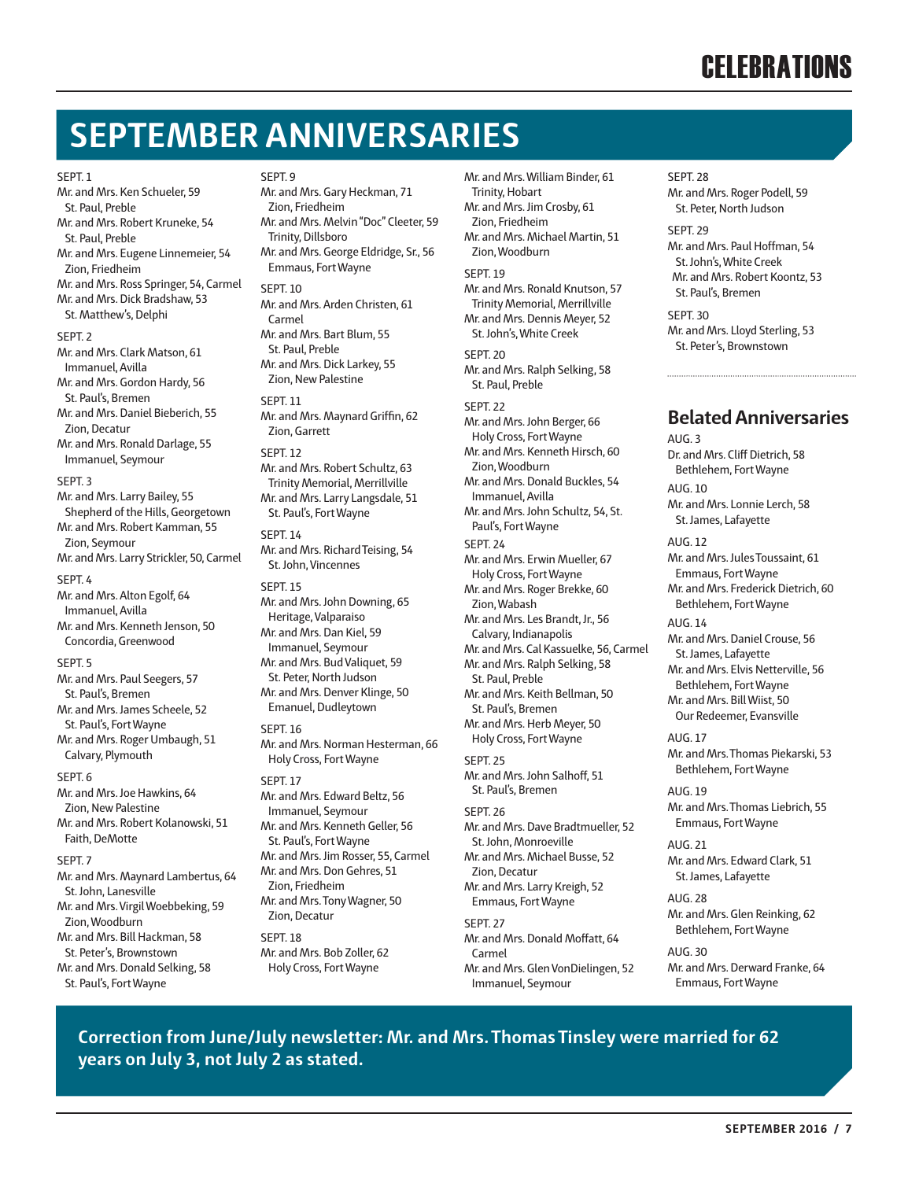# SEPTEMBER ANNIVERSARIES

SEPT. 1
Mr. and Mrs. Ken Schueler, 59
St. Paul, Preble
Mr. and Mrs. Robert Kruneke, 54
St. Paul, Preble
Mr. and Mrs. Eugene Linnemeier, 54
Zion, Friedheim
Mr. and Mrs. Ross Springer, 54, Carmel
Mr. and Mrs. Dick Bradshaw, 53
St. Matthew's, Delphi

SEPT. 2
Mr. and Mrs. Clark Matson, 61
Immanuel, Avilla
Mr. and Mrs. Gordon Hardy, 56
St. Paul's, Bremen
Mr. and Mrs. Daniel Bieberich, 55
Zion, Decatur
Mr. and Mrs. Ronald Darlage, 55
Immanuel, Seymour

SEPT. 3
Mr. and Mrs. Larry Bailey, 55
Shepherd of the Hills, Georgetown
Mr. and Mrs. Robert Kamman, 55
Zion, Seymour
Mr. and Mrs. Larry Strickler, 50, Carmel

SEPT. 4
Mr. and Mrs. Alton Egolf, 64
Immanuel, Avilla
Mr. and Mrs. Kenneth Jenson, 50
Concordia, Greenwood

SEPT. 5
Mr. and Mrs. Paul Seegers, 57
St. Paul's, Bremen
Mr. and Mrs. James Scheele, 52
St. Paul's, Fort Wayne
Mr. and Mrs. Roger Umbaugh, 51
Calvary, Plymouth

SEPT. 6
Mr. and Mrs. Joe Hawkins, 64
Zion, New Palestine
Mr. and Mrs. Robert Kolanowski, 51
Faith, DeMotte

SEPT. 7
Mr. and Mrs. Maynard Lambertus, 64
St. John, Lanesville
Mr. and Mrs. Virgil Woebbeking, 59
Zion, Woodburn
Mr. and Mrs. Bill Hackman, 58
St. Peter's, Brownstown
Mr. and Mrs. Donald Selking, 58
St. Paul's, Fort Wayne

SEPT. 9
Mr. and Mrs. Gary Heckman, 71
Zion, Friedheim
Mr. and Mrs. Melvin "Doc" Cleeter, 59
Trinity, Dillsboro
Mr. and Mrs. George Eldridge, Sr., 56
Emmaus, Fort Wayne

SEPT. 10
Mr. and Mrs. Arden Christen, 61
Carmel
Mr. and Mrs. Bart Blum, 55
St. Paul, Preble
Mr. and Mrs. Dick Larkey, 55
Zion, New Palestine

SEPT. 11
Mr. and Mrs. Maynard Griffin, 62
Zion, Garrett

SEPT. 12
Mr. and Mrs. Robert Schultz, 63
Trinity Memorial, Merrillville
Mr. and Mrs. Larry Langsdale, 51
St. Paul's, Fort Wayne

SEPT. 14
Mr. and Mrs. Richard Teising, 54
St. John, Vincennes

SEPT. 15
Mr. and Mrs. John Downing, 65
Heritage, Valparaiso
Mr. and Mrs. Dan Kiel, 59
Immanuel, Seymour
Mr. and Mrs. Bud Valiquet, 59
St. Peter, North Judson
Mr. and Mrs. Denver Klinge, 50
Emanuel, Dudleytown

SEPT. 16
Mr. and Mrs. Norman Hesterman, 66
Holy Cross, Fort Wayne

SEPT. 17
Mr. and Mrs. Edward Beltz, 56
Immanuel, Seymour
Mr. and Mrs. Kenneth Geller, 56
St. Paul's, Fort Wayne
Mr. and Mrs. Jim Rosser, 55, Carmel
Mr. and Mrs. Don Gehres, 51
Zion, Friedheim
Mr. and Mrs. Tony Wagner, 50
Zion, Decatur

SEPT. 18
Mr. and Mrs. Bob Zoller, 62
Holy Cross, Fort Wayne
Mr. and Mrs. William Binder, 61
Trinity, Hobart
Mr. and Mrs. Jim Crosby, 61
Zion, Friedheim
Mr. and Mrs. Michael Martin, 51
Zion, Woodburn

SEPT. 19
Mr. and Mrs. Ronald Knutson, 57
Trinity Memorial, Merrillville
Mr. and Mrs. Dennis Meyer, 52
St. John's, White Creek

SEPT. 20
Mr. and Mrs. Ralph Selking, 58
St. Paul, Preble

SEPT. 22
Mr. and Mrs. John Berger, 66
Holy Cross, Fort Wayne
Mr. and Mrs. Kenneth Hirsch, 60
Zion, Woodburn
Mr. and Mrs. Donald Buckles, 54
Immanuel, Avilla
Mr. and Mrs. John Schultz, 54, St. Paul's, Fort Wayne

SEPT. 24
Mr. and Mrs. Erwin Mueller, 67
Holy Cross, Fort Wayne
Mr. and Mrs. Roger Brekke, 60
Zion, Wabash
Mr. and Mrs. Les Brandt, Jr., 56
Calvary, Indianapolis
Mr. and Mrs. Cal Kassuelke, 56, Carmel
Mr. and Mrs. Ralph Selking, 58
St. Paul, Preble
Mr. and Mrs. Keith Bellman, 50
St. Paul's, Bremen
Mr. and Mrs. Herb Meyer, 50
Holy Cross, Fort Wayne

SEPT. 25
Mr. and Mrs. John Salhoff, 51
St. Paul's, Bremen

SEPT. 26
Mr. and Mrs. Dave Bradtmueller, 52
St. John, Monroeville
Mr. and Mrs. Michael Busse, 52
Zion, Decatur
Mr. and Mrs. Larry Kreigh, 52
Emmaus, Fort Wayne

SEPT. 27
Mr. and Mrs. Donald Moffatt, 64
Carmel
Mr. and Mrs. Glen VonDielingen, 52
Immanuel, Seymour

SEPT. 28
Mr. and Mrs. Roger Podell, 59
St. Peter, North Judson

SEPT. 29
Mr. and Mrs. Paul Hoffman, 54
St. John's, White Creek
Mr. and Mrs. Robert Koontz, 53
St. Paul's, Bremen

SEPT. 30
Mr. and Mrs. Lloyd Sterling, 53
St. Peter's, Brownstown

## Belated Anniversaries

AUG. 3
Dr. and Mrs. Cliff Dietrich, 58
Bethlehem, Fort Wayne

AUG. 10
Mr. and Mrs. Lonnie Lerch, 58
St. James, Lafayette

AUG. 12
Mr. and Mrs. Jules Toussaint, 61
Emmaus, Fort Wayne
Mr. and Mrs. Frederick Dietrich, 60
Bethlehem, Fort Wayne

AUG. 14
Mr. and Mrs. Daniel Crouse, 56
St. James, Lafayette
Mr. and Mrs. Elvis Netterville, 56
Bethlehem, Fort Wayne
Mr. and Mrs. Bill Wiist, 50
Our Redeemer, Evansville

AUG. 17
Mr. and Mrs. Thomas Piekarski, 53
Bethlehem, Fort Wayne

AUG. 19
Mr. and Mrs. Thomas Liebrich, 55
Emmaus, Fort Wayne

AUG. 21
Mr. and Mrs. Edward Clark, 51
St. James, Lafayette

AUG. 28
Mr. and Mrs. Glen Reinking, 62
Bethlehem, Fort Wayne

AUG. 30
Mr. and Mrs. Derward Franke, 64
Emmaus, Fort Wayne

**Correction from June/July newsletter: Mr. and Mrs. Thomas Tinsley were married for 62 years on July 3, not July 2 as stated.**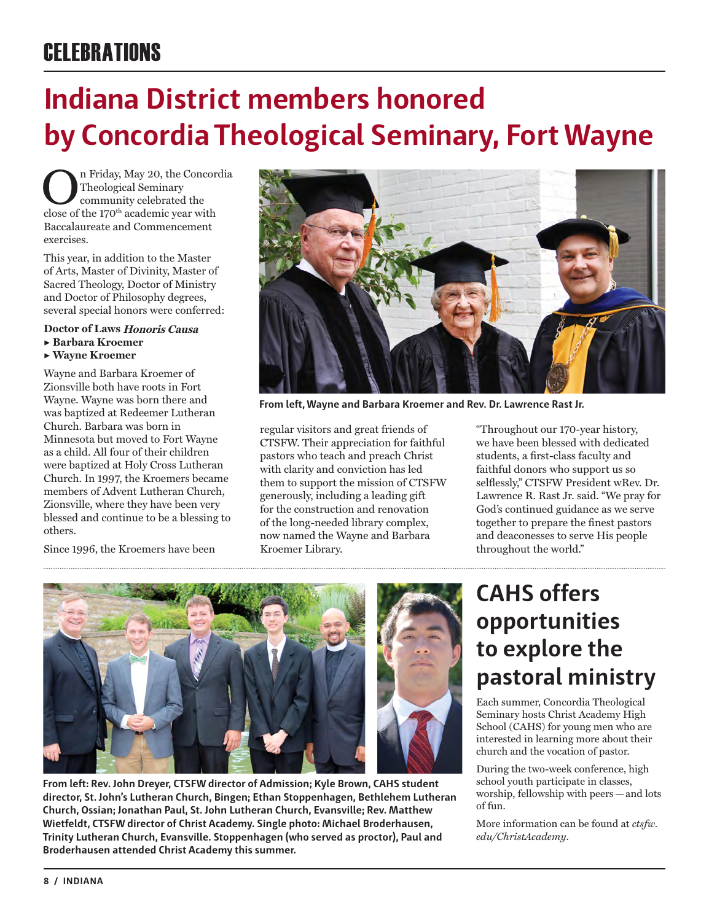# CELEBRATIONS

## Indiana District members honored by Concordia Theological Seminary, Fort Wayne

On Friday, May 20, the Concordia Theological Seminary community celebrated the close of the 170th academic year with Baccalaureate and Commencement exercises.

This year, in addition to the Master of Arts, Master of Divinity, Master of Sacred Theology, Doctor of Ministry and Doctor of Philosophy degrees, several special honors were conferred:

**Doctor of Laws *Honoris Causa***
- **Barbara Kroemer**
- **Wayne Kroemer**

Wayne and Barbara Kroemer of Zionsville both have roots in Fort Wayne. Wayne was born there and was baptized at Redeemer Lutheran Church. Barbara was born in Minnesota but moved to Fort Wayne as a child. All four of their children were baptized at Holy Cross Lutheran Church. In 1997, the Kroemers became members of Advent Lutheran Church, Zionsville, where they have been very blessed and continue to be a blessing to others.

Since 1996, the Kroemers have been regular visitors and great friends of CTSFW. Their appreciation for faithful pastors who teach and preach Christ with clarity and conviction has led them to support the mission of CTSFW generously, including a leading gift for the construction and renovation of the long-needed library complex, now named the Wayne and Barbara Kroemer Library.

**From left, Wayne and Barbara Kroemer and Rev. Dr. Lawrence Rast Jr.**

"Throughout our 170-year history, we have been blessed with dedicated students, a first-class faculty and faithful donors who support us so selflessly," CTSFW President wRev. Dr. Lawrence R. Rast Jr. said. "We pray for God's continued guidance as we serve together to prepare the finest pastors and deaconesses to serve His people throughout the world."

## CAHS offers opportunities to explore the pastoral ministry

Each summer, Concordia Theological Seminary hosts Christ Academy High School (CAHS) for young men who are interested in learning more about their church and the vocation of pastor.

During the two-week conference, high school youth participate in classes, worship, fellowship with peers — and lots of fun.

More information can be found at *ctsfw.edu/ChristAcademy*.

**From left: Rev. John Dreyer, CTSFW director of Admission; Kyle Brown, CAHS student director, St. John's Lutheran Church, Bingen; Ethan Stoppenhagen, Bethlehem Lutheran Church, Ossian; Jonathan Paul, St. John Lutheran Church, Evansville; Rev. Matthew Wietfeldt, CTSFW director of Christ Academy. Single photo: Michael Broderhausen, Trinity Lutheran Church, Evansville. Stoppenhagen (who served as proctor), Paul and Broderhausen attended Christ Academy this summer.**